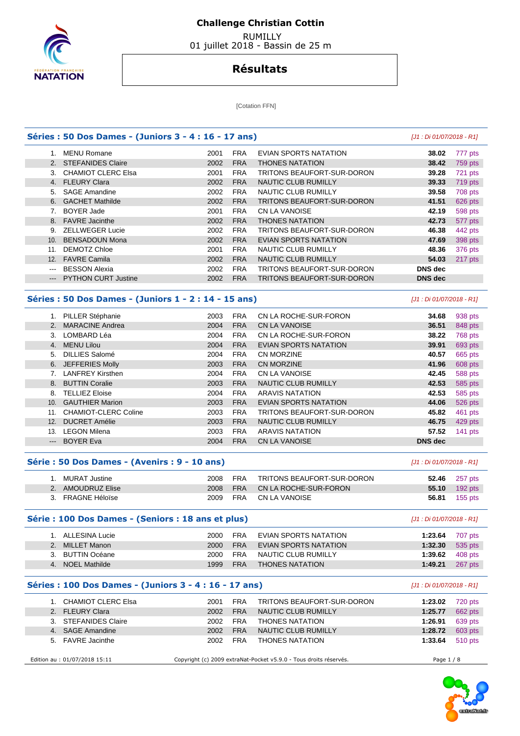# Challenge Christian Cottin

RUMILLY
01 juillet 2018 - Bassin de 25 m

## Résultats

[Cotation FFN]

### Séries : 50 Dos Dames - (Juniors 3 - 4 : 16 - 17 ans)

*[J1 : Di 01/07/2018 - R1]*

| | | | | | | |
|---|---|---|---|---|---|---|
| 1. | MENU Romane | 2001 | FRA | EVIAN SPORTS NATATION | **38.02** | 777 pts |
| 2. | STEFANIDES Claire | 2002 | FRA | THONES NATATION | **38.42** | 759 pts |
| 3. | CHAMIOT CLERC Elsa | 2001 | FRA | TRITONS BEAUFORT-SUR-DORON | **39.28** | 721 pts |
| 4. | FLEURY Clara | 2002 | FRA | NAUTIC CLUB RUMILLY | **39.33** | 719 pts |
| 5. | SAGE Amandine | 2002 | FRA | NAUTIC CLUB RUMILLY | **39.58** | 708 pts |
| 6. | GACHET Mathilde | 2002 | FRA | TRITONS BEAUFORT-SUR-DORON | **41.51** | 626 pts |
| 7. | BOYER Jade | 2001 | FRA | CN LA VANOISE | **42.19** | 598 pts |
| 8. | FAVRE Jacinthe | 2002 | FRA | THONES NATATION | **42.73** | 577 pts |
| 9. | ZELLWEGER Lucie | 2002 | FRA | TRITONS BEAUFORT-SUR-DORON | **46.38** | 442 pts |
| 10. | BENSADOUN Mona | 2002 | FRA | EVIAN SPORTS NATATION | **47.69** | 398 pts |
| 11. | DEMOTZ Chloe | 2001 | FRA | NAUTIC CLUB RUMILLY | **48.36** | 376 pts |
| 12. | FAVRE Camila | 2002 | FRA | NAUTIC CLUB RUMILLY | **54.03** | 217 pts |
| --- | BESSON Alexia | 2002 | FRA | TRITONS BEAUFORT-SUR-DORON | **DNS dec** | |
| --- | PYTHON CURT Justine | 2002 | FRA | TRITONS BEAUFORT-SUR-DORON | **DNS dec** | |

### Séries : 50 Dos Dames - (Juniors 1 - 2 : 14 - 15 ans)

*[J1 : Di 01/07/2018 - R1]*

| | | | | | | |
|---|---|---|---|---|---|---|
| 1. | PILLER Stéphanie | 2003 | FRA | CN LA ROCHE-SUR-FORON | **34.68** | 938 pts |
| 2. | MARACINE Andrea | 2004 | FRA | CN LA VANOISE | **36.51** | 848 pts |
| 3. | LOMBARD Léa | 2004 | FRA | CN LA ROCHE-SUR-FORON | **38.22** | 768 pts |
| 4. | MENU Lilou | 2004 | FRA | EVIAN SPORTS NATATION | **39.91** | 693 pts |
| 5. | DILLIES Salomé | 2004 | FRA | CN MORZINE | **40.57** | 665 pts |
| 6. | JEFFERIES Molly | 2003 | FRA | CN MORZINE | **41.96** | 608 pts |
| 7. | LANFREY Kirsthen | 2004 | FRA | CN LA VANOISE | **42.45** | 588 pts |
| 8. | BUTTIN Coralie | 2003 | FRA | NAUTIC CLUB RUMILLY | **42.53** | 585 pts |
| 8. | TELLIEZ Eloise | 2004 | FRA | ARAVIS NATATION | **42.53** | 585 pts |
| 10. | GAUTHIER Marion | 2003 | FRA | EVIAN SPORTS NATATION | **44.06** | 526 pts |
| 11. | CHAMIOT-CLERC Coline | 2003 | FRA | TRITONS BEAUFORT-SUR-DORON | **45.82** | 461 pts |
| 12. | DUCRET Amélie | 2003 | FRA | NAUTIC CLUB RUMILLY | **46.75** | 429 pts |
| 13. | LEGON Milena | 2003 | FRA | ARAVIS NATATION | **57.52** | 141 pts |
| --- | BOYER Eva | 2004 | FRA | CN LA VANOISE | **DNS dec** | |

### Série : 50 Dos Dames - (Avenirs : 9 - 10 ans)

*[J1 : Di 01/07/2018 - R1]*

| | | | | | | |
|---|---|---|---|---|---|---|
| 1. | MURAT Justine | 2008 | FRA | TRITONS BEAUFORT-SUR-DORON | **52.46** | 257 pts |
| 2. | AMOUDRUZ Elise | 2008 | FRA | CN LA ROCHE-SUR-FORON | **55.10** | 192 pts |
| 3. | FRAGNE Héloïse | 2009 | FRA | CN LA VANOISE | **56.81** | 155 pts |

### Série : 100 Dos Dames - (Seniors : 18 ans et plus)

*[J1 : Di 01/07/2018 - R1]*

| | | | | | | |
|---|---|---|---|---|---|---|
| 1. | ALLESINA Lucie | 2000 | FRA | EVIAN SPORTS NATATION | **1:23.64** | 707 pts |
| 2. | MILLET Manon | 2000 | FRA | EVIAN SPORTS NATATION | **1:32.30** | 535 pts |
| 3. | BUTTIN Océane | 2000 | FRA | NAUTIC CLUB RUMILLY | **1:39.62** | 408 pts |
| 4. | NOEL Mathilde | 1999 | FRA | THONES NATATION | **1:49.21** | 267 pts |

### Séries : 100 Dos Dames - (Juniors 3 - 4 : 16 - 17 ans)

*[J1 : Di 01/07/2018 - R1]*

| | | | | | | |
|---|---|---|---|---|---|---|
| 1. | CHAMIOT CLERC Elsa | 2001 | FRA | TRITONS BEAUFORT-SUR-DORON | **1:23.02** | 720 pts |
| 2. | FLEURY Clara | 2002 | FRA | NAUTIC CLUB RUMILLY | **1:25.77** | 662 pts |
| 3. | STEFANIDES Claire | 2002 | FRA | THONES NATATION | **1:26.91** | 639 pts |
| 4. | SAGE Amandine | 2002 | FRA | NAUTIC CLUB RUMILLY | **1:28.72** | 603 pts |
| 5. | FAVRE Jacinthe | 2002 | FRA | THONES NATATION | **1:33.64** | 510 pts |

Edition au : 01/07/2018 15:11 — Copyright (c) 2009 extraNat-Pocket v5.9.0 - Tous droits réservés.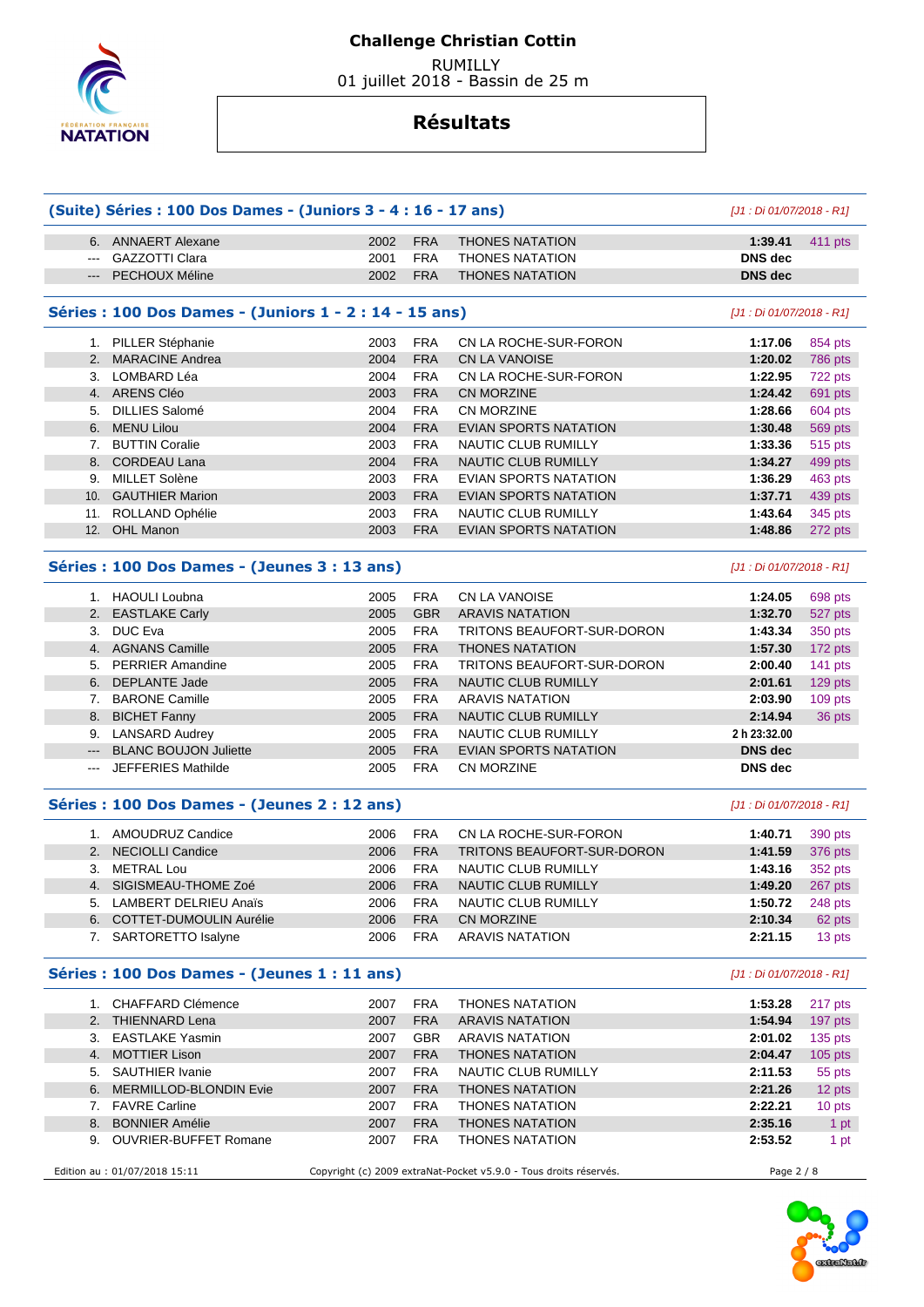# Challenge Christian Cottin

RUMILLY
01 juillet 2018 - Bassin de 25 m

## Résultats

### (Suite) Séries : 100 Dos Dames - (Juniors 3 - 4 : 16 - 17 ans)

*[J1 : Di 01/07/2018 - R1]*

| Place | Nom | Année | Nation | Club | Temps | Points |
|---|---|---|---|---|---|---|
| 6. | ANNAERT Alexane | 2002 | FRA | THONES NATATION | **1:39.41** | 411 pts |
| --- | GAZZOTTI Clara | 2001 | FRA | THONES NATATION | **DNS dec** | |
| --- | PECHOUX Méline | 2002 | FRA | THONES NATATION | **DNS dec** | |

### Séries : 100 Dos Dames - (Juniors 1 - 2 : 14 - 15 ans)

*[J1 : Di 01/07/2018 - R1]*

| Place | Nom | Année | Nation | Club | Temps | Points |
|---|---|---|---|---|---|---|
| 1. | PILLER Stéphanie | 2003 | FRA | CN LA ROCHE-SUR-FORON | **1:17.06** | 854 pts |
| 2. | MARACINE Andrea | 2004 | FRA | CN LA VANOISE | **1:20.02** | 786 pts |
| 3. | LOMBARD Léa | 2004 | FRA | CN LA ROCHE-SUR-FORON | **1:22.95** | 722 pts |
| 4. | ARENS Cléo | 2003 | FRA | CN MORZINE | **1:24.42** | 691 pts |
| 5. | DILLIES Salomé | 2004 | FRA | CN MORZINE | **1:28.66** | 604 pts |
| 6. | MENU Lilou | 2004 | FRA | EVIAN SPORTS NATATION | **1:30.48** | 569 pts |
| 7. | BUTTIN Coralie | 2003 | FRA | NAUTIC CLUB RUMILLY | **1:33.36** | 515 pts |
| 8. | CORDEAU Lana | 2004 | FRA | NAUTIC CLUB RUMILLY | **1:34.27** | 499 pts |
| 9. | MILLET Solène | 2003 | FRA | EVIAN SPORTS NATATION | **1:36.29** | 463 pts |
| 10. | GAUTHIER Marion | 2003 | FRA | EVIAN SPORTS NATATION | **1:37.71** | 439 pts |
| 11. | ROLLAND Ophélie | 2003 | FRA | NAUTIC CLUB RUMILLY | **1:43.64** | 345 pts |
| 12. | OHL Manon | 2003 | FRA | EVIAN SPORTS NATATION | **1:48.86** | 272 pts |

### Séries : 100 Dos Dames - (Jeunes 3 : 13 ans)

*[J1 : Di 01/07/2018 - R1]*

| Place | Nom | Année | Nation | Club | Temps | Points |
|---|---|---|---|---|---|---|
| 1. | HAOULI Loubna | 2005 | FRA | CN LA VANOISE | **1:24.05** | 698 pts |
| 2. | EASTLAKE Carly | 2005 | GBR | ARAVIS NATATION | **1:32.70** | 527 pts |
| 3. | DUC Eva | 2005 | FRA | TRITONS BEAUFORT-SUR-DORON | **1:43.34** | 350 pts |
| 4. | AGNANS Camille | 2005 | FRA | THONES NATATION | **1:57.30** | 172 pts |
| 5. | PERRIER Amandine | 2005 | FRA | TRITONS BEAUFORT-SUR-DORON | **2:00.40** | 141 pts |
| 6. | DEPLANTE Jade | 2005 | FRA | NAUTIC CLUB RUMILLY | **2:01.61** | 129 pts |
| 7. | BARONE Camille | 2005 | FRA | ARAVIS NATATION | **2:03.90** | 109 pts |
| 8. | BICHET Fanny | 2005 | FRA | NAUTIC CLUB RUMILLY | **2:14.94** | 36 pts |
| 9. | LANSARD Audrey | 2005 | FRA | NAUTIC CLUB RUMILLY | **2 h 23:32.00** | |
| --- | BLANC BOUJON Juliette | 2005 | FRA | EVIAN SPORTS NATATION | **DNS dec** | |
| --- | JEFFERIES Mathilde | 2005 | FRA | CN MORZINE | **DNS dec** | |

### Séries : 100 Dos Dames - (Jeunes 2 : 12 ans)

*[J1 : Di 01/07/2018 - R1]*

| Place | Nom | Année | Nation | Club | Temps | Points |
|---|---|---|---|---|---|---|
| 1. | AMOUDRUZ Candice | 2006 | FRA | CN LA ROCHE-SUR-FORON | **1:40.71** | 390 pts |
| 2. | NECIOLLI Candice | 2006 | FRA | TRITONS BEAUFORT-SUR-DORON | **1:41.59** | 376 pts |
| 3. | METRAL Lou | 2006 | FRA | NAUTIC CLUB RUMILLY | **1:43.16** | 352 pts |
| 4. | SIGISMEAU-THOME Zoé | 2006 | FRA | NAUTIC CLUB RUMILLY | **1:49.20** | 267 pts |
| 5. | LAMBERT DELRIEU Anaïs | 2006 | FRA | NAUTIC CLUB RUMILLY | **1:50.72** | 248 pts |
| 6. | COTTET-DUMOULIN Aurélie | 2006 | FRA | CN MORZINE | **2:10.34** | 62 pts |
| 7. | SARTORETTO Isalyne | 2006 | FRA | ARAVIS NATATION | **2:21.15** | 13 pts |

### Séries : 100 Dos Dames - (Jeunes 1 : 11 ans)

*[J1 : Di 01/07/2018 - R1]*

| Place | Nom | Année | Nation | Club | Temps | Points |
|---|---|---|---|---|---|---|
| 1. | CHAFFARD Clémence | 2007 | FRA | THONES NATATION | **1:53.28** | 217 pts |
| 2. | THIENNARD Lena | 2007 | FRA | ARAVIS NATATION | **1:54.94** | 197 pts |
| 3. | EASTLAKE Yasmin | 2007 | GBR | ARAVIS NATATION | **2:01.02** | 135 pts |
| 4. | MOTTIER Lison | 2007 | FRA | THONES NATATION | **2:04.47** | 105 pts |
| 5. | SAUTHIER Ivanie | 2007 | FRA | NAUTIC CLUB RUMILLY | **2:11.53** | 55 pts |
| 6. | MERMILLOD-BLONDIN Evie | 2007 | FRA | THONES NATATION | **2:21.26** | 12 pts |
| 7. | FAVRE Carline | 2007 | FRA | THONES NATATION | **2:22.21** | 10 pts |
| 8. | BONNIER Amélie | 2007 | FRA | THONES NATATION | **2:35.16** | 1 pt |
| 9. | OUVRIER-BUFFET Romane | 2007 | FRA | THONES NATATION | **2:53.52** | 1 pt |

Edition au : 01/07/2018 15:11 — Copyright (c) 2009 extraNat-Pocket v5.9.0 - Tous droits réservés.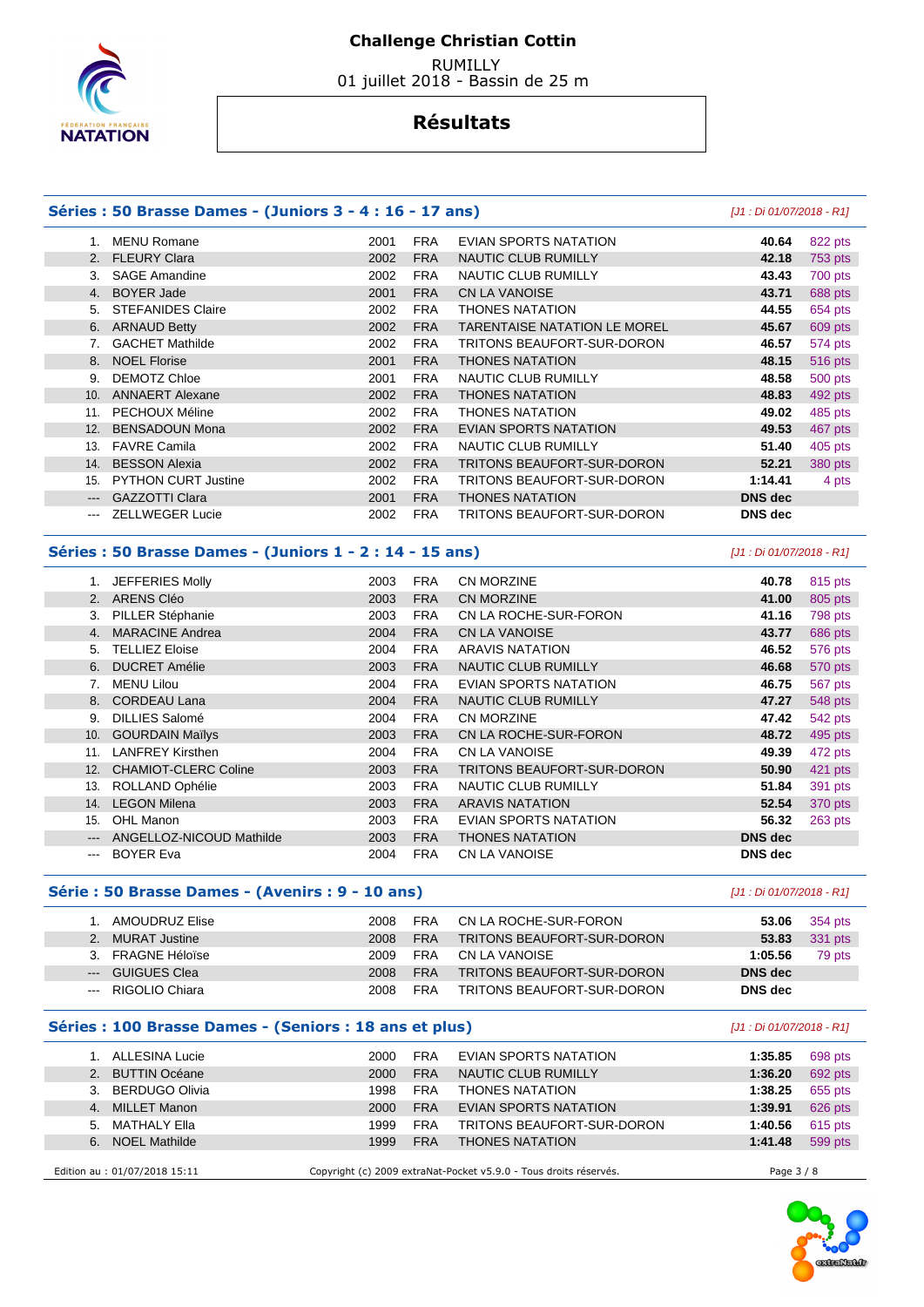# Challenge Christian Cottin

RUMILLY
01 juillet 2018 - Bassin de 25 m

## Résultats

### Séries : 50 Brasse Dames - (Juniors 3 - 4 : 16 - 17 ans)

[J1 : Di 01/07/2018 - R1]

| Rang | Nom | Année | Nat. | Club | Temps | Points |
|---|---|---|---|---|---|---|
| 1. | MENU Romane | 2001 | FRA | EVIAN SPORTS NATATION | **40.64** | 822 pts |
| 2. | FLEURY Clara | 2002 | FRA | NAUTIC CLUB RUMILLY | **42.18** | 753 pts |
| 3. | SAGE Amandine | 2002 | FRA | NAUTIC CLUB RUMILLY | **43.43** | 700 pts |
| 4. | BOYER Jade | 2001 | FRA | CN LA VANOISE | **43.71** | 688 pts |
| 5. | STEFANIDES Claire | 2002 | FRA | THONES NATATION | **44.55** | 654 pts |
| 6. | ARNAUD Betty | 2002 | FRA | TARENTAISE NATATION LE MOREL | **45.67** | 609 pts |
| 7. | GACHET Mathilde | 2002 | FRA | TRITONS BEAUFORT-SUR-DORON | **46.57** | 574 pts |
| 8. | NOEL Florise | 2001 | FRA | THONES NATATION | **48.15** | 516 pts |
| 9. | DEMOTZ Chloe | 2001 | FRA | NAUTIC CLUB RUMILLY | **48.58** | 500 pts |
| 10. | ANNAERT Alexane | 2002 | FRA | THONES NATATION | **48.83** | 492 pts |
| 11. | PECHOUX Méline | 2002 | FRA | THONES NATATION | **49.02** | 485 pts |
| 12. | BENSADOUN Mona | 2002 | FRA | EVIAN SPORTS NATATION | **49.53** | 467 pts |
| 13. | FAVRE Camila | 2002 | FRA | NAUTIC CLUB RUMILLY | **51.40** | 405 pts |
| 14. | BESSON Alexia | 2002 | FRA | TRITONS BEAUFORT-SUR-DORON | **52.21** | 380 pts |
| 15. | PYTHON CURT Justine | 2002 | FRA | TRITONS BEAUFORT-SUR-DORON | **1:14.41** | 4 pts |
| --- | GAZZOTTI Clara | 2001 | FRA | THONES NATATION | **DNS dec** | |
| --- | ZELLWEGER Lucie | 2002 | FRA | TRITONS BEAUFORT-SUR-DORON | **DNS dec** | |

### Séries : 50 Brasse Dames - (Juniors 1 - 2 : 14 - 15 ans)

[J1 : Di 01/07/2018 - R1]

| Rang | Nom | Année | Nat. | Club | Temps | Points |
|---|---|---|---|---|---|---|
| 1. | JEFFERIES Molly | 2003 | FRA | CN MORZINE | **40.78** | 815 pts |
| 2. | ARENS Cléo | 2003 | FRA | CN MORZINE | **41.00** | 805 pts |
| 3. | PILLER Stéphanie | 2003 | FRA | CN LA ROCHE-SUR-FORON | **41.16** | 798 pts |
| 4. | MARACINE Andrea | 2004 | FRA | CN LA VANOISE | **43.77** | 686 pts |
| 5. | TELLIEZ Eloise | 2004 | FRA | ARAVIS NATATION | **46.52** | 576 pts |
| 6. | DUCRET Amélie | 2003 | FRA | NAUTIC CLUB RUMILLY | **46.68** | 570 pts |
| 7. | MENU Lilou | 2004 | FRA | EVIAN SPORTS NATATION | **46.75** | 567 pts |
| 8. | CORDEAU Lana | 2004 | FRA | NAUTIC CLUB RUMILLY | **47.27** | 548 pts |
| 9. | DILLIES Salomé | 2004 | FRA | CN MORZINE | **47.42** | 542 pts |
| 10. | GOURDAIN Maïlys | 2003 | FRA | CN LA ROCHE-SUR-FORON | **48.72** | 495 pts |
| 11. | LANFREY Kirsthen | 2004 | FRA | CN LA VANOISE | **49.39** | 472 pts |
| 12. | CHAMIOT-CLERC Coline | 2003 | FRA | TRITONS BEAUFORT-SUR-DORON | **50.90** | 421 pts |
| 13. | ROLLAND Ophélie | 2003 | FRA | NAUTIC CLUB RUMILLY | **51.84** | 391 pts |
| 14. | LEGON Milena | 2003 | FRA | ARAVIS NATATION | **52.54** | 370 pts |
| 15. | OHL Manon | 2003 | FRA | EVIAN SPORTS NATATION | **56.32** | 263 pts |
| --- | ANGELLOZ-NICOUD Mathilde | 2003 | FRA | THONES NATATION | **DNS dec** | |
| --- | BOYER Eva | 2004 | FRA | CN LA VANOISE | **DNS dec** | |

### Série : 50 Brasse Dames - (Avenirs : 9 - 10 ans)

[J1 : Di 01/07/2018 - R1]

| Rang | Nom | Année | Nat. | Club | Temps | Points |
|---|---|---|---|---|---|---|
| 1. | AMOUDRUZ Elise | 2008 | FRA | CN LA ROCHE-SUR-FORON | **53.06** | 354 pts |
| 2. | MURAT Justine | 2008 | FRA | TRITONS BEAUFORT-SUR-DORON | **53.83** | 331 pts |
| 3. | FRAGNE Héloïse | 2009 | FRA | CN LA VANOISE | **1:05.56** | 79 pts |
| --- | GUIGUES Clea | 2008 | FRA | TRITONS BEAUFORT-SUR-DORON | **DNS dec** | |
| --- | RIGOLIO Chiara | 2008 | FRA | TRITONS BEAUFORT-SUR-DORON | **DNS dec** | |

### Séries : 100 Brasse Dames - (Seniors : 18 ans et plus)

[J1 : Di 01/07/2018 - R1]

| Rang | Nom | Année | Nat. | Club | Temps | Points |
|---|---|---|---|---|---|---|
| 1. | ALLESINA Lucie | 2000 | FRA | EVIAN SPORTS NATATION | **1:35.85** | 698 pts |
| 2. | BUTTIN Océane | 2000 | FRA | NAUTIC CLUB RUMILLY | **1:36.20** | 692 pts |
| 3. | BERDUGO Olivia | 1998 | FRA | THONES NATATION | **1:38.25** | 655 pts |
| 4. | MILLET Manon | 2000 | FRA | EVIAN SPORTS NATATION | **1:39.91** | 626 pts |
| 5. | MATHALY Ella | 1999 | FRA | TRITONS BEAUFORT-SUR-DORON | **1:40.56** | 615 pts |
| 6. | NOEL Mathilde | 1999 | FRA | THONES NATATION | **1:41.48** | 599 pts |

Edition au : 01/07/2018 15:11 — Copyright (c) 2009 extraNat-Pocket v5.9.0 - Tous droits réservés.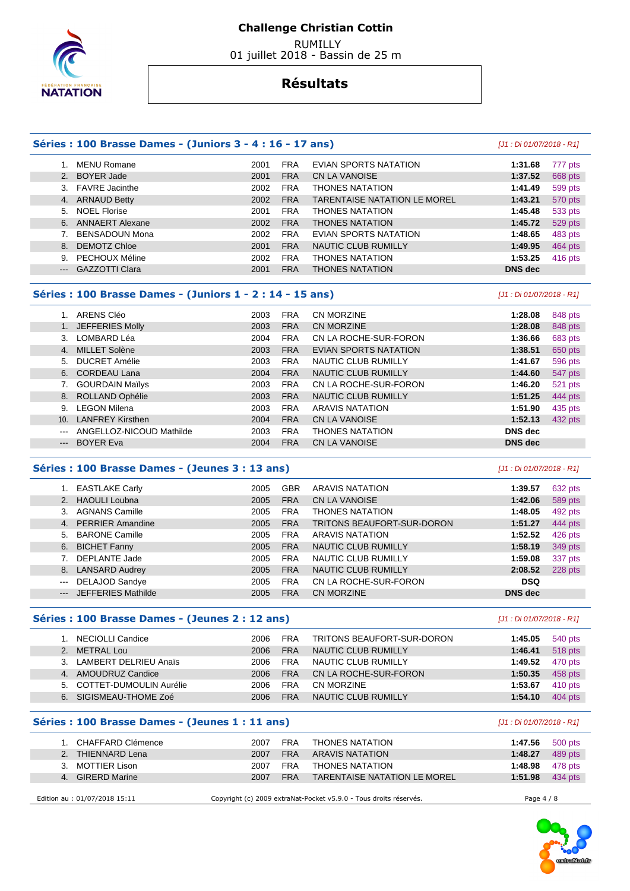# Challenge Christian Cottin

RUMILLY
01 juillet 2018 - Bassin de 25 m

## Résultats

### Séries : 100 Brasse Dames - (Juniors 3 - 4 : 16 - 17 ans)

*[J1 : Di 01/07/2018 - R1]*

| | Nom | Année | Nat. | Club | Temps | Points |
|---|---|---|---|---|---|---|
| 1. | MENU Romane | 2001 | FRA | EVIAN SPORTS NATATION | 1:31.68 | 777 pts |
| 2. | BOYER Jade | 2001 | FRA | CN LA VANOISE | 1:37.52 | 668 pts |
| 3. | FAVRE Jacinthe | 2002 | FRA | THONES NATATION | 1:41.49 | 599 pts |
| 4. | ARNAUD Betty | 2002 | FRA | TARENTAISE NATATION LE MOREL | 1:43.21 | 570 pts |
| 5. | NOEL Florise | 2001 | FRA | THONES NATATION | 1:45.48 | 533 pts |
| 6. | ANNAERT Alexane | 2002 | FRA | THONES NATATION | 1:45.72 | 529 pts |
| 7. | BENSADOUN Mona | 2002 | FRA | EVIAN SPORTS NATATION | 1:48.65 | 483 pts |
| 8. | DEMOTZ Chloe | 2001 | FRA | NAUTIC CLUB RUMILLY | 1:49.95 | 464 pts |
| 9. | PECHOUX Méline | 2002 | FRA | THONES NATATION | 1:53.25 | 416 pts |
| --- | GAZZOTTI Clara | 2001 | FRA | THONES NATATION | DNS dec | |

### Séries : 100 Brasse Dames - (Juniors 1 - 2 : 14 - 15 ans)

*[J1 : Di 01/07/2018 - R1]*

| | Nom | Année | Nat. | Club | Temps | Points |
|---|---|---|---|---|---|---|
| 1. | ARENS Cléo | 2003 | FRA | CN MORZINE | 1:28.08 | 848 pts |
| 1. | JEFFERIES Molly | 2003 | FRA | CN MORZINE | 1:28.08 | 848 pts |
| 3. | LOMBARD Léa | 2004 | FRA | CN LA ROCHE-SUR-FORON | 1:36.66 | 683 pts |
| 4. | MILLET Solène | 2003 | FRA | EVIAN SPORTS NATATION | 1:38.51 | 650 pts |
| 5. | DUCRET Amélie | 2003 | FRA | NAUTIC CLUB RUMILLY | 1:41.67 | 596 pts |
| 6. | CORDEAU Lana | 2004 | FRA | NAUTIC CLUB RUMILLY | 1:44.60 | 547 pts |
| 7. | GOURDAIN Maïlys | 2003 | FRA | CN LA ROCHE-SUR-FORON | 1:46.20 | 521 pts |
| 8. | ROLLAND Ophélie | 2003 | FRA | NAUTIC CLUB RUMILLY | 1:51.25 | 444 pts |
| 9. | LEGON Milena | 2003 | FRA | ARAVIS NATATION | 1:51.90 | 435 pts |
| 10. | LANFREY Kirsthen | 2004 | FRA | CN LA VANOISE | 1:52.13 | 432 pts |
| --- | ANGELLOZ-NICOUD Mathilde | 2003 | FRA | THONES NATATION | DNS dec | |
| --- | BOYER Eva | 2004 | FRA | CN LA VANOISE | DNS dec | |

### Séries : 100 Brasse Dames - (Jeunes 3 : 13 ans)

*[J1 : Di 01/07/2018 - R1]*

| | Nom | Année | Nat. | Club | Temps | Points |
|---|---|---|---|---|---|---|
| 1. | EASTLAKE Carly | 2005 | GBR | ARAVIS NATATION | 1:39.57 | 632 pts |
| 2. | HAOULI Loubna | 2005 | FRA | CN LA VANOISE | 1:42.06 | 589 pts |
| 3. | AGNANS Camille | 2005 | FRA | THONES NATATION | 1:48.05 | 492 pts |
| 4. | PERRIER Amandine | 2005 | FRA | TRITONS BEAUFORT-SUR-DORON | 1:51.27 | 444 pts |
| 5. | BARONE Camille | 2005 | FRA | ARAVIS NATATION | 1:52.52 | 426 pts |
| 6. | BICHET Fanny | 2005 | FRA | NAUTIC CLUB RUMILLY | 1:58.19 | 349 pts |
| 7. | DEPLANTE Jade | 2005 | FRA | NAUTIC CLUB RUMILLY | 1:59.08 | 337 pts |
| 8. | LANSARD Audrey | 2005 | FRA | NAUTIC CLUB RUMILLY | 2:08.52 | 228 pts |
| --- | DELAJOD Sandye | 2005 | FRA | CN LA ROCHE-SUR-FORON | DSQ | |
| --- | JEFFERIES Mathilde | 2005 | FRA | CN MORZINE | DNS dec | |

### Séries : 100 Brasse Dames - (Jeunes 2 : 12 ans)

*[J1 : Di 01/07/2018 - R1]*

| | Nom | Année | Nat. | Club | Temps | Points |
|---|---|---|---|---|---|---|
| 1. | NECIOLLI Candice | 2006 | FRA | TRITONS BEAUFORT-SUR-DORON | 1:45.05 | 540 pts |
| 2. | METRAL Lou | 2006 | FRA | NAUTIC CLUB RUMILLY | 1:46.41 | 518 pts |
| 3. | LAMBERT DELRIEU Anaïs | 2006 | FRA | NAUTIC CLUB RUMILLY | 1:49.52 | 470 pts |
| 4. | AMOUDRUZ Candice | 2006 | FRA | CN LA ROCHE-SUR-FORON | 1:50.35 | 458 pts |
| 5. | COTTET-DUMOULIN Aurélie | 2006 | FRA | CN MORZINE | 1:53.67 | 410 pts |
| 6. | SIGISMEAU-THOME Zoé | 2006 | FRA | NAUTIC CLUB RUMILLY | 1:54.10 | 404 pts |

### Séries : 100 Brasse Dames - (Jeunes 1 : 11 ans)

*[J1 : Di 01/07/2018 - R1]*

| | Nom | Année | Nat. | Club | Temps | Points |
|---|---|---|---|---|---|---|
| 1. | CHAFFARD Clémence | 2007 | FRA | THONES NATATION | 1:47.56 | 500 pts |
| 2. | THIENNARD Lena | 2007 | FRA | ARAVIS NATATION | 1:48.27 | 489 pts |
| 3. | MOTTIER Lison | 2007 | FRA | THONES NATATION | 1:48.98 | 478 pts |
| 4. | GIRERD Marine | 2007 | FRA | TARENTAISE NATATION LE MOREL | 1:51.98 | 434 pts |

Edition au : 01/07/2018 15:11 — Copyright (c) 2009 extraNat-Pocket v5.9.0 - Tous droits réservés.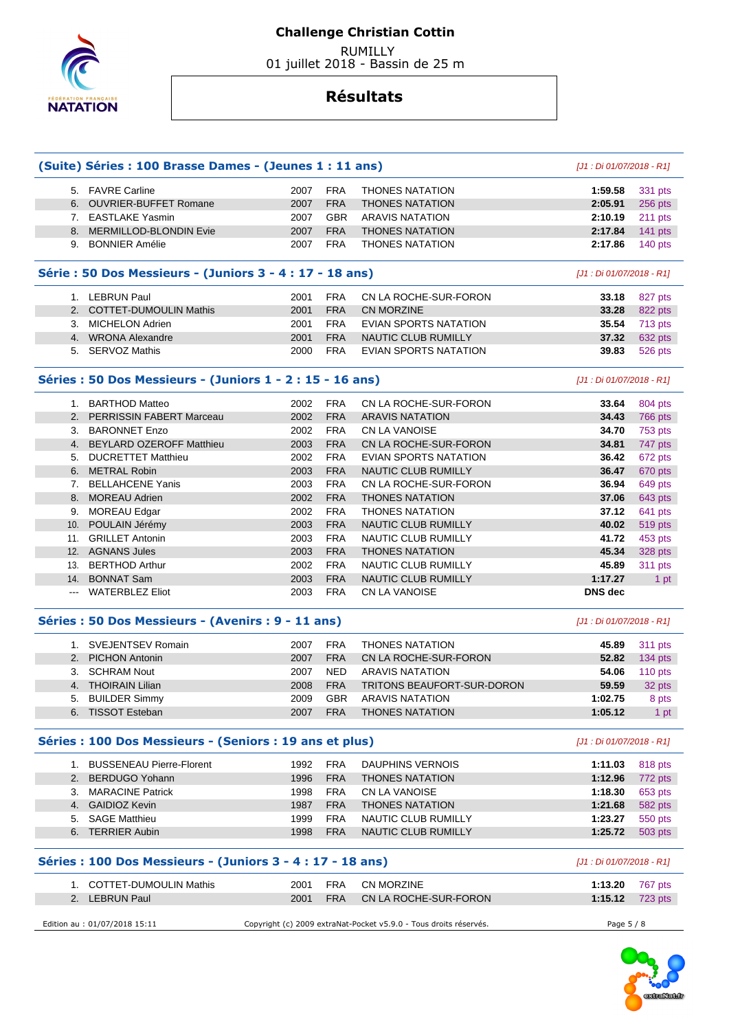# Challenge Christian Cottin

RUMILLY
01 juillet 2018 - Bassin de 25 m

## Résultats

### (Suite) Séries : 100 Brasse Dames - (Jeunes 1 : 11 ans)

*[J1 : Di 01/07/2018 - R1]*

| | | | | | | |
|---|---|---|---|---|---|---|
| 5. | FAVRE Carline | 2007 | FRA | THONES NATATION | 1:59.58 | 331 pts |
| 6. | OUVRIER-BUFFET Romane | 2007 | FRA | THONES NATATION | 2:05.91 | 256 pts |
| 7. | EASTLAKE Yasmin | 2007 | GBR | ARAVIS NATATION | 2:10.19 | 211 pts |
| 8. | MERMILLOD-BLONDIN Evie | 2007 | FRA | THONES NATATION | 2:17.84 | 141 pts |
| 9. | BONNIER Amélie | 2007 | FRA | THONES NATATION | 2:17.86 | 140 pts |

### Série : 50 Dos Messieurs - (Juniors 3 - 4 : 17 - 18 ans)

*[J1 : Di 01/07/2018 - R1]*

| | | | | | | |
|---|---|---|---|---|---|---|
| 1. | LEBRUN Paul | 2001 | FRA | CN LA ROCHE-SUR-FORON | 33.18 | 827 pts |
| 2. | COTTET-DUMOULIN Mathis | 2001 | FRA | CN MORZINE | 33.28 | 822 pts |
| 3. | MICHELON Adrien | 2001 | FRA | EVIAN SPORTS NATATION | 35.54 | 713 pts |
| 4. | WRONA Alexandre | 2001 | FRA | NAUTIC CLUB RUMILLY | 37.32 | 632 pts |
| 5. | SERVOZ Mathis | 2000 | FRA | EVIAN SPORTS NATATION | 39.83 | 526 pts |

### Séries : 50 Dos Messieurs - (Juniors 1 - 2 : 15 - 16 ans)

*[J1 : Di 01/07/2018 - R1]*

| | | | | | | |
|---|---|---|---|---|---|---|
| 1. | BARTHOD Matteo | 2002 | FRA | CN LA ROCHE-SUR-FORON | 33.64 | 804 pts |
| 2. | PERRISSIN FABERT Marceau | 2002 | FRA | ARAVIS NATATION | 34.43 | 766 pts |
| 3. | BARONNET Enzo | 2002 | FRA | CN LA VANOISE | 34.70 | 753 pts |
| 4. | BEYLARD OZEROFF Matthieu | 2003 | FRA | CN LA ROCHE-SUR-FORON | 34.81 | 747 pts |
| 5. | DUCRETTET Matthieu | 2002 | FRA | EVIAN SPORTS NATATION | 36.42 | 672 pts |
| 6. | METRAL Robin | 2003 | FRA | NAUTIC CLUB RUMILLY | 36.47 | 670 pts |
| 7. | BELLAHCENE Yanis | 2003 | FRA | CN LA ROCHE-SUR-FORON | 36.94 | 649 pts |
| 8. | MOREAU Adrien | 2002 | FRA | THONES NATATION | 37.06 | 643 pts |
| 9. | MOREAU Edgar | 2002 | FRA | THONES NATATION | 37.12 | 641 pts |
| 10. | POULAIN Jérémy | 2003 | FRA | NAUTIC CLUB RUMILLY | 40.02 | 519 pts |
| 11. | GRILLET Antonin | 2003 | FRA | NAUTIC CLUB RUMILLY | 41.72 | 453 pts |
| 12. | AGNANS Jules | 2003 | FRA | THONES NATATION | 45.34 | 328 pts |
| 13. | BERTHOD Arthur | 2002 | FRA | NAUTIC CLUB RUMILLY | 45.89 | 311 pts |
| 14. | BONNAT Sam | 2003 | FRA | NAUTIC CLUB RUMILLY | 1:17.27 | 1 pt |
| --- | WATERBLEZ Eliot | 2003 | FRA | CN LA VANOISE | DNS dec | |

### Séries : 50 Dos Messieurs - (Avenirs : 9 - 11 ans)

*[J1 : Di 01/07/2018 - R1]*

| | | | | | | |
|---|---|---|---|---|---|---|
| 1. | SVEJENTSEV Romain | 2007 | FRA | THONES NATATION | 45.89 | 311 pts |
| 2. | PICHON Antonin | 2007 | FRA | CN LA ROCHE-SUR-FORON | 52.82 | 134 pts |
| 3. | SCHRAM Nout | 2007 | NED | ARAVIS NATATION | 54.06 | 110 pts |
| 4. | THOIRAIN Lilian | 2008 | FRA | TRITONS BEAUFORT-SUR-DORON | 59.59 | 32 pts |
| 5. | BUILDER Simmy | 2009 | GBR | ARAVIS NATATION | 1:02.75 | 8 pts |
| 6. | TISSOT Esteban | 2007 | FRA | THONES NATATION | 1:05.12 | 1 pt |

### Séries : 100 Dos Messieurs - (Seniors : 19 ans et plus)

*[J1 : Di 01/07/2018 - R1]*

| | | | | | | |
|---|---|---|---|---|---|---|
| 1. | BUSSENEAU Pierre-Florent | 1992 | FRA | DAUPHINS VERNOIS | 1:11.03 | 818 pts |
| 2. | BERDUGO Yohann | 1996 | FRA | THONES NATATION | 1:12.96 | 772 pts |
| 3. | MARACINE Patrick | 1998 | FRA | CN LA VANOISE | 1:18.30 | 653 pts |
| 4. | GAIDIOZ Kevin | 1987 | FRA | THONES NATATION | 1:21.68 | 582 pts |
| 5. | SAGE Matthieu | 1999 | FRA | NAUTIC CLUB RUMILLY | 1:23.27 | 550 pts |
| 6. | TERRIER Aubin | 1998 | FRA | NAUTIC CLUB RUMILLY | 1:25.72 | 503 pts |

### Séries : 100 Dos Messieurs - (Juniors 3 - 4 : 17 - 18 ans)

*[J1 : Di 01/07/2018 - R1]*

| | | | | | | |
|---|---|---|---|---|---|---|
| 1. | COTTET-DUMOULIN Mathis | 2001 | FRA | CN MORZINE | 1:13.20 | 767 pts |
| 2. | LEBRUN Paul | 2001 | FRA | CN LA ROCHE-SUR-FORON | 1:15.12 | 723 pts |

Edition au : 01/07/2018 15:11 — Copyright (c) 2009 extraNat-Pocket v5.9.0 - Tous droits réservés.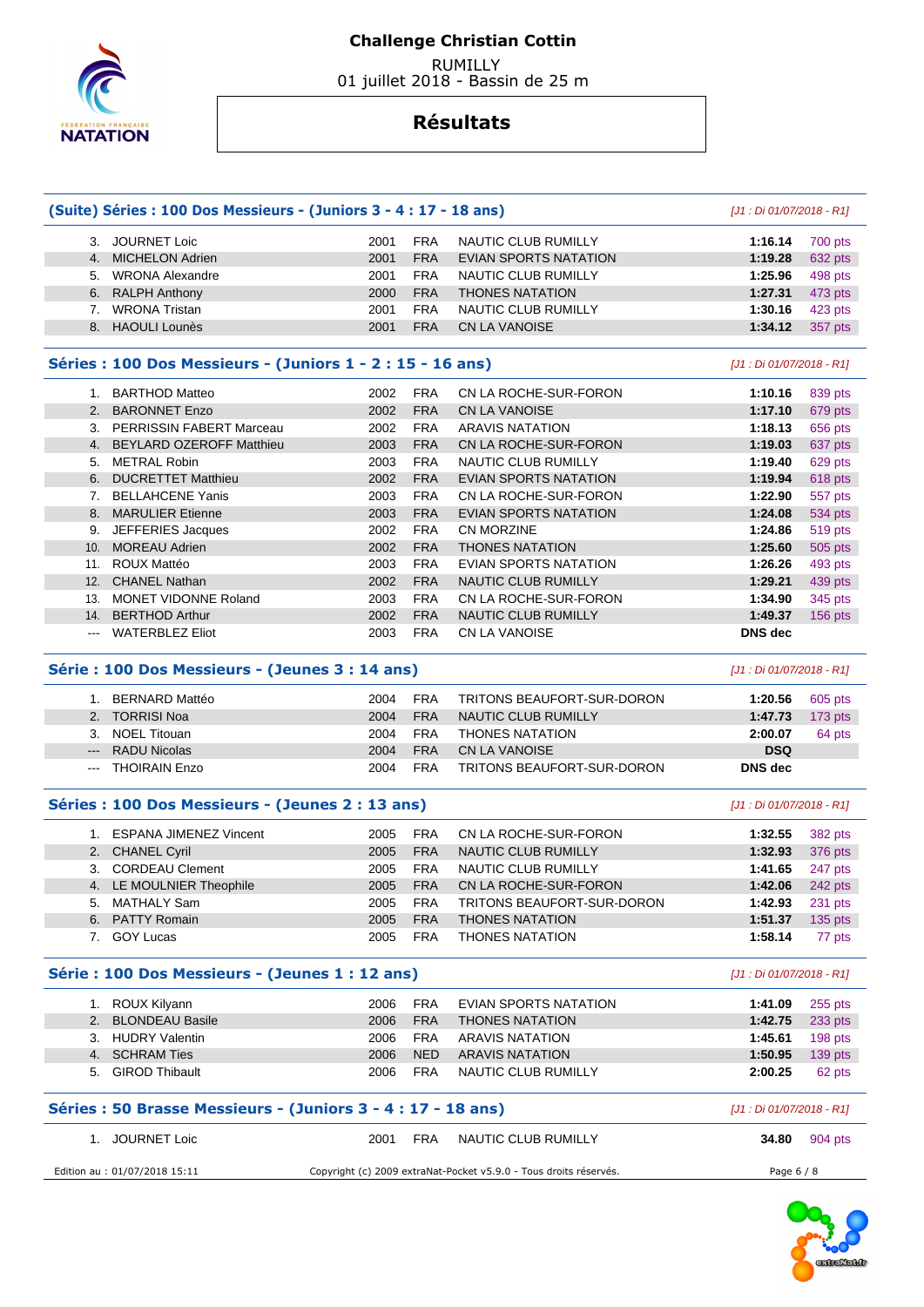# Challenge Christian Cottin

RUMILLY
01 juillet 2018 - Bassin de 25 m

## Résultats

### (Suite) Séries : 100 Dos Messieurs - (Juniors 3 - 4 : 17 - 18 ans)

*[J1 : Di 01/07/2018 - R1]*

| | Nom | Année | Nat. | Club | Temps | Points |
|---|---|---|---|---|---|---|
| 3. | JOURNET Loic | 2001 | FRA | NAUTIC CLUB RUMILLY | 1:16.14 | 700 pts |
| 4. | MICHELON Adrien | 2001 | FRA | EVIAN SPORTS NATATION | 1:19.28 | 632 pts |
| 5. | WRONA Alexandre | 2001 | FRA | NAUTIC CLUB RUMILLY | 1:25.96 | 498 pts |
| 6. | RALPH Anthony | 2000 | FRA | THONES NATATION | 1:27.31 | 473 pts |
| 7. | WRONA Tristan | 2001 | FRA | NAUTIC CLUB RUMILLY | 1:30.16 | 423 pts |
| 8. | HAOULI Lounès | 2001 | FRA | CN LA VANOISE | 1:34.12 | 357 pts |

### Séries : 100 Dos Messieurs - (Juniors 1 - 2 : 15 - 16 ans)

*[J1 : Di 01/07/2018 - R1]*

| | Nom | Année | Nat. | Club | Temps | Points |
|---|---|---|---|---|---|---|
| 1. | BARTHOD Matteo | 2002 | FRA | CN LA ROCHE-SUR-FORON | 1:10.16 | 839 pts |
| 2. | BARONNET Enzo | 2002 | FRA | CN LA VANOISE | 1:17.10 | 679 pts |
| 3. | PERRISSIN FABERT Marceau | 2002 | FRA | ARAVIS NATATION | 1:18.13 | 656 pts |
| 4. | BEYLARD OZEROFF Matthieu | 2003 | FRA | CN LA ROCHE-SUR-FORON | 1:19.03 | 637 pts |
| 5. | METRAL Robin | 2003 | FRA | NAUTIC CLUB RUMILLY | 1:19.40 | 629 pts |
| 6. | DUCRETTET Matthieu | 2002 | FRA | EVIAN SPORTS NATATION | 1:19.94 | 618 pts |
| 7. | BELLAHCENE Yanis | 2003 | FRA | CN LA ROCHE-SUR-FORON | 1:22.90 | 557 pts |
| 8. | MARULIER Etienne | 2003 | FRA | EVIAN SPORTS NATATION | 1:24.08 | 534 pts |
| 9. | JEFFERIES Jacques | 2002 | FRA | CN MORZINE | 1:24.86 | 519 pts |
| 10. | MOREAU Adrien | 2002 | FRA | THONES NATATION | 1:25.60 | 505 pts |
| 11. | ROUX Mattéo | 2003 | FRA | EVIAN SPORTS NATATION | 1:26.26 | 493 pts |
| 12. | CHANEL Nathan | 2002 | FRA | NAUTIC CLUB RUMILLY | 1:29.21 | 439 pts |
| 13. | MONET VIDONNE Roland | 2003 | FRA | CN LA ROCHE-SUR-FORON | 1:34.90 | 345 pts |
| 14. | BERTHOD Arthur | 2002 | FRA | NAUTIC CLUB RUMILLY | 1:49.37 | 156 pts |
| --- | WATERBLEZ Eliot | 2003 | FRA | CN LA VANOISE | DNS dec | |

### Série : 100 Dos Messieurs - (Jeunes 3 : 14 ans)

*[J1 : Di 01/07/2018 - R1]*

| | Nom | Année | Nat. | Club | Temps | Points |
|---|---|---|---|---|---|---|
| 1. | BERNARD Mattéo | 2004 | FRA | TRITONS BEAUFORT-SUR-DORON | 1:20.56 | 605 pts |
| 2. | TORRISI Noa | 2004 | FRA | NAUTIC CLUB RUMILLY | 1:47.73 | 173 pts |
| 3. | NOEL Titouan | 2004 | FRA | THONES NATATION | 2:00.07 | 64 pts |
| --- | RADU Nicolas | 2004 | FRA | CN LA VANOISE | DSQ | |
| --- | THOIRAIN Enzo | 2004 | FRA | TRITONS BEAUFORT-SUR-DORON | DNS dec | |

### Séries : 100 Dos Messieurs - (Jeunes 2 : 13 ans)

*[J1 : Di 01/07/2018 - R1]*

| | Nom | Année | Nat. | Club | Temps | Points |
|---|---|---|---|---|---|---|
| 1. | ESPANA JIMENEZ Vincent | 2005 | FRA | CN LA ROCHE-SUR-FORON | 1:32.55 | 382 pts |
| 2. | CHANEL Cyril | 2005 | FRA | NAUTIC CLUB RUMILLY | 1:32.93 | 376 pts |
| 3. | CORDEAU Clement | 2005 | FRA | NAUTIC CLUB RUMILLY | 1:41.65 | 247 pts |
| 4. | LE MOULNIER Theophile | 2005 | FRA | CN LA ROCHE-SUR-FORON | 1:42.06 | 242 pts |
| 5. | MATHALY Sam | 2005 | FRA | TRITONS BEAUFORT-SUR-DORON | 1:42.93 | 231 pts |
| 6. | PATTY Romain | 2005 | FRA | THONES NATATION | 1:51.37 | 135 pts |
| 7. | GOY Lucas | 2005 | FRA | THONES NATATION | 1:58.14 | 77 pts |

### Série : 100 Dos Messieurs - (Jeunes 1 : 12 ans)

*[J1 : Di 01/07/2018 - R1]*

| | Nom | Année | Nat. | Club | Temps | Points |
|---|---|---|---|---|---|---|
| 1. | ROUX Kilyann | 2006 | FRA | EVIAN SPORTS NATATION | 1:41.09 | 255 pts |
| 2. | BLONDEAU Basile | 2006 | FRA | THONES NATATION | 1:42.75 | 233 pts |
| 3. | HUDRY Valentin | 2006 | FRA | ARAVIS NATATION | 1:45.61 | 198 pts |
| 4. | SCHRAM Ties | 2006 | NED | ARAVIS NATATION | 1:50.95 | 139 pts |
| 5. | GIROD Thibault | 2006 | FRA | NAUTIC CLUB RUMILLY | 2:00.25 | 62 pts |

### Séries : 50 Brasse Messieurs - (Juniors 3 - 4 : 17 - 18 ans)

*[J1 : Di 01/07/2018 - R1]*

| | Nom | Année | Nat. | Club | Temps | Points |
|---|---|---|---|---|---|---|
| 1. | JOURNET Loic | 2001 | FRA | NAUTIC CLUB RUMILLY | 34.80 | 904 pts |

Edition au : 01/07/2018 15:11 — Copyright (c) 2009 extraNat-Pocket v5.9.0 - Tous droits réservés.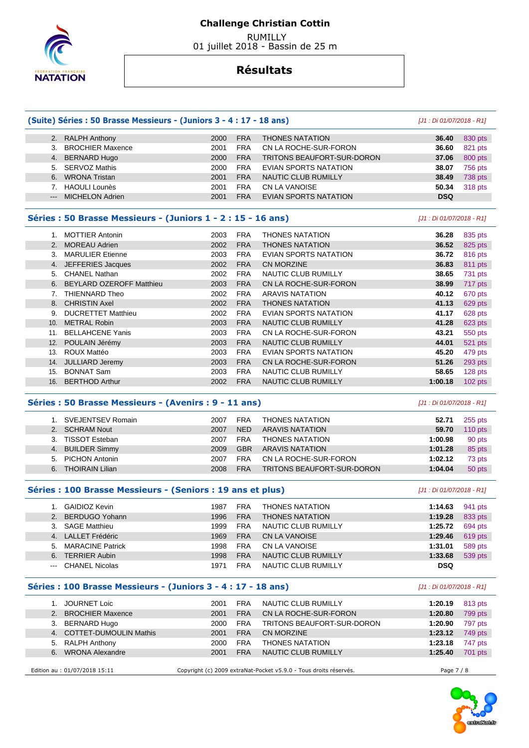# Challenge Christian Cottin

RUMILLY
01 juillet 2018 - Bassin de 25 m

## Résultats

### (Suite) Séries : 50 Brasse Messieurs - (Juniors 3 - 4 : 17 - 18 ans)

[J1 : Di 01/07/2018 - R1]

| | | | | | | |
|---|---|---|---|---|---|---|
| 2. | RALPH Anthony | 2000 | FRA | THONES NATATION | 36.40 | 830 pts |
| 3. | BROCHIER Maxence | 2001 | FRA | CN LA ROCHE-SUR-FORON | 36.60 | 821 pts |
| 4. | BERNARD Hugo | 2000 | FRA | TRITONS BEAUFORT-SUR-DORON | 37.06 | 800 pts |
| 5. | SERVOZ Mathis | 2000 | FRA | EVIAN SPORTS NATATION | 38.07 | 756 pts |
| 6. | WRONA Tristan | 2001 | FRA | NAUTIC CLUB RUMILLY | 38.49 | 738 pts |
| 7. | HAOULI Lounès | 2001 | FRA | CN LA VANOISE | 50.34 | 318 pts |
| --- | MICHELON Adrien | 2001 | FRA | EVIAN SPORTS NATATION | DSQ | |

### Séries : 50 Brasse Messieurs - (Juniors 1 - 2 : 15 - 16 ans)

[J1 : Di 01/07/2018 - R1]

| | | | | | | |
|---|---|---|---|---|---|---|
| 1. | MOTTIER Antonin | 2003 | FRA | THONES NATATION | 36.28 | 835 pts |
| 2. | MOREAU Adrien | 2002 | FRA | THONES NATATION | 36.52 | 825 pts |
| 3. | MARULIER Etienne | 2003 | FRA | EVIAN SPORTS NATATION | 36.72 | 816 pts |
| 4. | JEFFERIES Jacques | 2002 | FRA | CN MORZINE | 36.83 | 811 pts |
| 5. | CHANEL Nathan | 2002 | FRA | NAUTIC CLUB RUMILLY | 38.65 | 731 pts |
| 6. | BEYLARD OZEROFF Matthieu | 2003 | FRA | CN LA ROCHE-SUR-FORON | 38.99 | 717 pts |
| 7. | THIENNARD Theo | 2002 | FRA | ARAVIS NATATION | 40.12 | 670 pts |
| 8. | CHRISTIN Axel | 2002 | FRA | THONES NATATION | 41.13 | 629 pts |
| 9. | DUCRETTET Matthieu | 2002 | FRA | EVIAN SPORTS NATATION | 41.17 | 628 pts |
| 10. | METRAL Robin | 2003 | FRA | NAUTIC CLUB RUMILLY | 41.28 | 623 pts |
| 11. | BELLAHCENE Yanis | 2003 | FRA | CN LA ROCHE-SUR-FORON | 43.21 | 550 pts |
| 12. | POULAIN Jérémy | 2003 | FRA | NAUTIC CLUB RUMILLY | 44.01 | 521 pts |
| 13. | ROUX Mattéo | 2003 | FRA | EVIAN SPORTS NATATION | 45.20 | 479 pts |
| 14. | JULLIARD Jeremy | 2003 | FRA | CN LA ROCHE-SUR-FORON | 51.26 | 293 pts |
| 15. | BONNAT Sam | 2003 | FRA | NAUTIC CLUB RUMILLY | 58.65 | 128 pts |
| 16. | BERTHOD Arthur | 2002 | FRA | NAUTIC CLUB RUMILLY | 1:00.18 | 102 pts |

### Séries : 50 Brasse Messieurs - (Avenirs : 9 - 11 ans)

[J1 : Di 01/07/2018 - R1]

| | | | | | | |
|---|---|---|---|---|---|---|
| 1. | SVEJENTSEV Romain | 2007 | FRA | THONES NATATION | 52.71 | 255 pts |
| 2. | SCHRAM Nout | 2007 | NED | ARAVIS NATATION | 59.70 | 110 pts |
| 3. | TISSOT Esteban | 2007 | FRA | THONES NATATION | 1:00.98 | 90 pts |
| 4. | BUILDER Simmy | 2009 | GBR | ARAVIS NATATION | 1:01.28 | 85 pts |
| 5. | PICHON Antonin | 2007 | FRA | CN LA ROCHE-SUR-FORON | 1:02.12 | 73 pts |
| 6. | THOIRAIN Lilian | 2008 | FRA | TRITONS BEAUFORT-SUR-DORON | 1:04.04 | 50 pts |

### Séries : 100 Brasse Messieurs - (Seniors : 19 ans et plus)

[J1 : Di 01/07/2018 - R1]

| | | | | | | |
|---|---|---|---|---|---|---|
| 1. | GAIDIOZ Kevin | 1987 | FRA | THONES NATATION | 1:14.63 | 941 pts |
| 2. | BERDUGO Yohann | 1996 | FRA | THONES NATATION | 1:19.28 | 833 pts |
| 3. | SAGE Matthieu | 1999 | FRA | NAUTIC CLUB RUMILLY | 1:25.72 | 694 pts |
| 4. | LALLET Frédéric | 1969 | FRA | CN LA VANOISE | 1:29.46 | 619 pts |
| 5. | MARACINE Patrick | 1998 | FRA | CN LA VANOISE | 1:31.01 | 589 pts |
| 6. | TERRIER Aubin | 1998 | FRA | NAUTIC CLUB RUMILLY | 1:33.68 | 539 pts |
| --- | CHANEL Nicolas | 1971 | FRA | NAUTIC CLUB RUMILLY | DSQ | |

### Séries : 100 Brasse Messieurs - (Juniors 3 - 4 : 17 - 18 ans)

[J1 : Di 01/07/2018 - R1]

| | | | | | | |
|---|---|---|---|---|---|---|
| 1. | JOURNET Loic | 2001 | FRA | NAUTIC CLUB RUMILLY | 1:20.19 | 813 pts |
| 2. | BROCHIER Maxence | 2001 | FRA | CN LA ROCHE-SUR-FORON | 1:20.80 | 799 pts |
| 3. | BERNARD Hugo | 2000 | FRA | TRITONS BEAUFORT-SUR-DORON | 1:20.90 | 797 pts |
| 4. | COTTET-DUMOULIN Mathis | 2001 | FRA | CN MORZINE | 1:23.12 | 749 pts |
| 5. | RALPH Anthony | 2000 | FRA | THONES NATATION | 1:23.18 | 747 pts |
| 6. | WRONA Alexandre | 2001 | FRA | NAUTIC CLUB RUMILLY | 1:25.40 | 701 pts |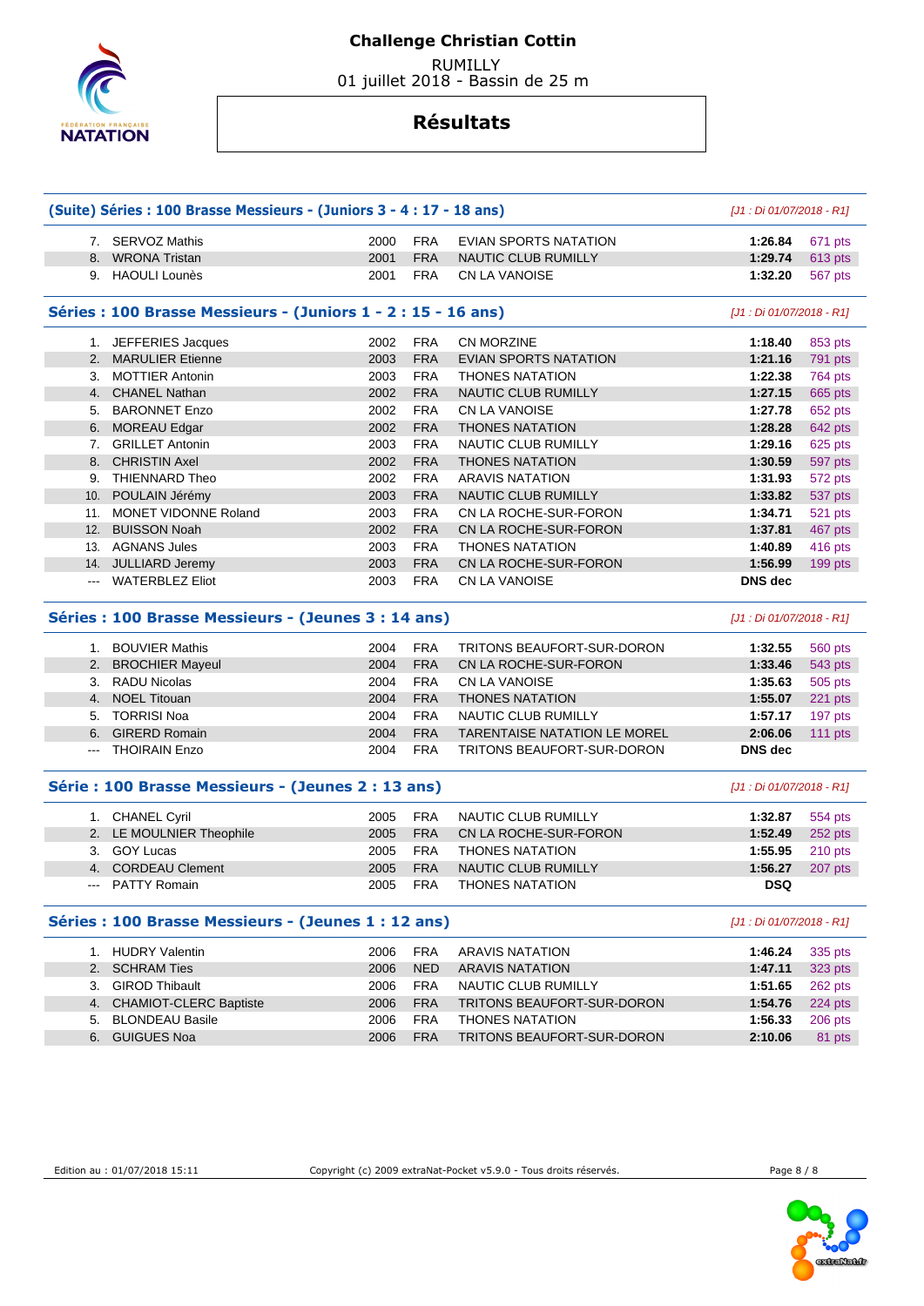# Challenge Christian Cottin

RUMILLY
01 juillet 2018 - Bassin de 25 m

## Résultats

### (Suite) Séries : 100 Brasse Messieurs - (Juniors 3 - 4 : 17 - 18 ans)

*[J1 : Di 01/07/2018 - R1]*

| | | | | | | |
|---|---|---|---|---|---|---|
| 7. | SERVOZ Mathis | 2000 | FRA | EVIAN SPORTS NATATION | **1:26.84** | 671 pts |
| 8. | WRONA Tristan | 2001 | FRA | NAUTIC CLUB RUMILLY | **1:29.74** | 613 pts |
| 9. | HAOULI Lounès | 2001 | FRA | CN LA VANOISE | **1:32.20** | 567 pts |

### Séries : 100 Brasse Messieurs - (Juniors 1 - 2 : 15 - 16 ans)

*[J1 : Di 01/07/2018 - R1]*

| | | | | | | |
|---|---|---|---|---|---|---|
| 1. | JEFFERIES Jacques | 2002 | FRA | CN MORZINE | **1:18.40** | 853 pts |
| 2. | MARULIER Etienne | 2003 | FRA | EVIAN SPORTS NATATION | **1:21.16** | 791 pts |
| 3. | MOTTIER Antonin | 2003 | FRA | THONES NATATION | **1:22.38** | 764 pts |
| 4. | CHANEL Nathan | 2002 | FRA | NAUTIC CLUB RUMILLY | **1:27.15** | 665 pts |
| 5. | BARONNET Enzo | 2002 | FRA | CN LA VANOISE | **1:27.78** | 652 pts |
| 6. | MOREAU Edgar | 2002 | FRA | THONES NATATION | **1:28.28** | 642 pts |
| 7. | GRILLET Antonin | 2003 | FRA | NAUTIC CLUB RUMILLY | **1:29.16** | 625 pts |
| 8. | CHRISTIN Axel | 2002 | FRA | THONES NATATION | **1:30.59** | 597 pts |
| 9. | THIENNARD Theo | 2002 | FRA | ARAVIS NATATION | **1:31.93** | 572 pts |
| 10. | POULAIN Jérémy | 2003 | FRA | NAUTIC CLUB RUMILLY | **1:33.82** | 537 pts |
| 11. | MONET VIDONNE Roland | 2003 | FRA | CN LA ROCHE-SUR-FORON | **1:34.71** | 521 pts |
| 12. | BUISSON Noah | 2002 | FRA | CN LA ROCHE-SUR-FORON | **1:37.81** | 467 pts |
| 13. | AGNANS Jules | 2003 | FRA | THONES NATATION | **1:40.89** | 416 pts |
| 14. | JULLIARD Jeremy | 2003 | FRA | CN LA ROCHE-SUR-FORON | **1:56.99** | 199 pts |
| --- | WATERBLEZ Eliot | 2003 | FRA | CN LA VANOISE | **DNS dec** | |

### Séries : 100 Brasse Messieurs - (Jeunes 3 : 14 ans)

*[J1 : Di 01/07/2018 - R1]*

| | | | | | | |
|---|---|---|---|---|---|---|
| 1. | BOUVIER Mathis | 2004 | FRA | TRITONS BEAUFORT-SUR-DORON | **1:32.55** | 560 pts |
| 2. | BROCHIER Mayeul | 2004 | FRA | CN LA ROCHE-SUR-FORON | **1:33.46** | 543 pts |
| 3. | RADU Nicolas | 2004 | FRA | CN LA VANOISE | **1:35.63** | 505 pts |
| 4. | NOEL Titouan | 2004 | FRA | THONES NATATION | **1:55.07** | 221 pts |
| 5. | TORRISI Noa | 2004 | FRA | NAUTIC CLUB RUMILLY | **1:57.17** | 197 pts |
| 6. | GIRERD Romain | 2004 | FRA | TARENTAISE NATATION LE MOREL | **2:06.06** | 111 pts |
| --- | THOIRAIN Enzo | 2004 | FRA | TRITONS BEAUFORT-SUR-DORON | **DNS dec** | |

### Série : 100 Brasse Messieurs - (Jeunes 2 : 13 ans)

*[J1 : Di 01/07/2018 - R1]*

| | | | | | | |
|---|---|---|---|---|---|---|
| 1. | CHANEL Cyril | 2005 | FRA | NAUTIC CLUB RUMILLY | **1:32.87** | 554 pts |
| 2. | LE MOULNIER Theophile | 2005 | FRA | CN LA ROCHE-SUR-FORON | **1:52.49** | 252 pts |
| 3. | GOY Lucas | 2005 | FRA | THONES NATATION | **1:55.95** | 210 pts |
| 4. | CORDEAU Clement | 2005 | FRA | NAUTIC CLUB RUMILLY | **1:56.27** | 207 pts |
| --- | PATTY Romain | 2005 | FRA | THONES NATATION | **DSQ** | |

### Séries : 100 Brasse Messieurs - (Jeunes 1 : 12 ans)

*[J1 : Di 01/07/2018 - R1]*

| | | | | | | |
|---|---|---|---|---|---|---|
| 1. | HUDRY Valentin | 2006 | FRA | ARAVIS NATATION | **1:46.24** | 335 pts |
| 2. | SCHRAM Ties | 2006 | NED | ARAVIS NATATION | **1:47.11** | 323 pts |
| 3. | GIROD Thibault | 2006 | FRA | NAUTIC CLUB RUMILLY | **1:51.65** | 262 pts |
| 4. | CHAMIOT-CLERC Baptiste | 2006 | FRA | TRITONS BEAUFORT-SUR-DORON | **1:54.76** | 224 pts |
| 5. | BLONDEAU Basile | 2006 | FRA | THONES NATATION | **1:56.33** | 206 pts |
| 6. | GUIGUES Noa | 2006 | FRA | TRITONS BEAUFORT-SUR-DORON | **2:10.06** | 81 pts |

Edition au : 01/07/2018 15:11 Copyright (c) 2009 extraNat-Pocket v5.9.0 - Tous droits réservés.